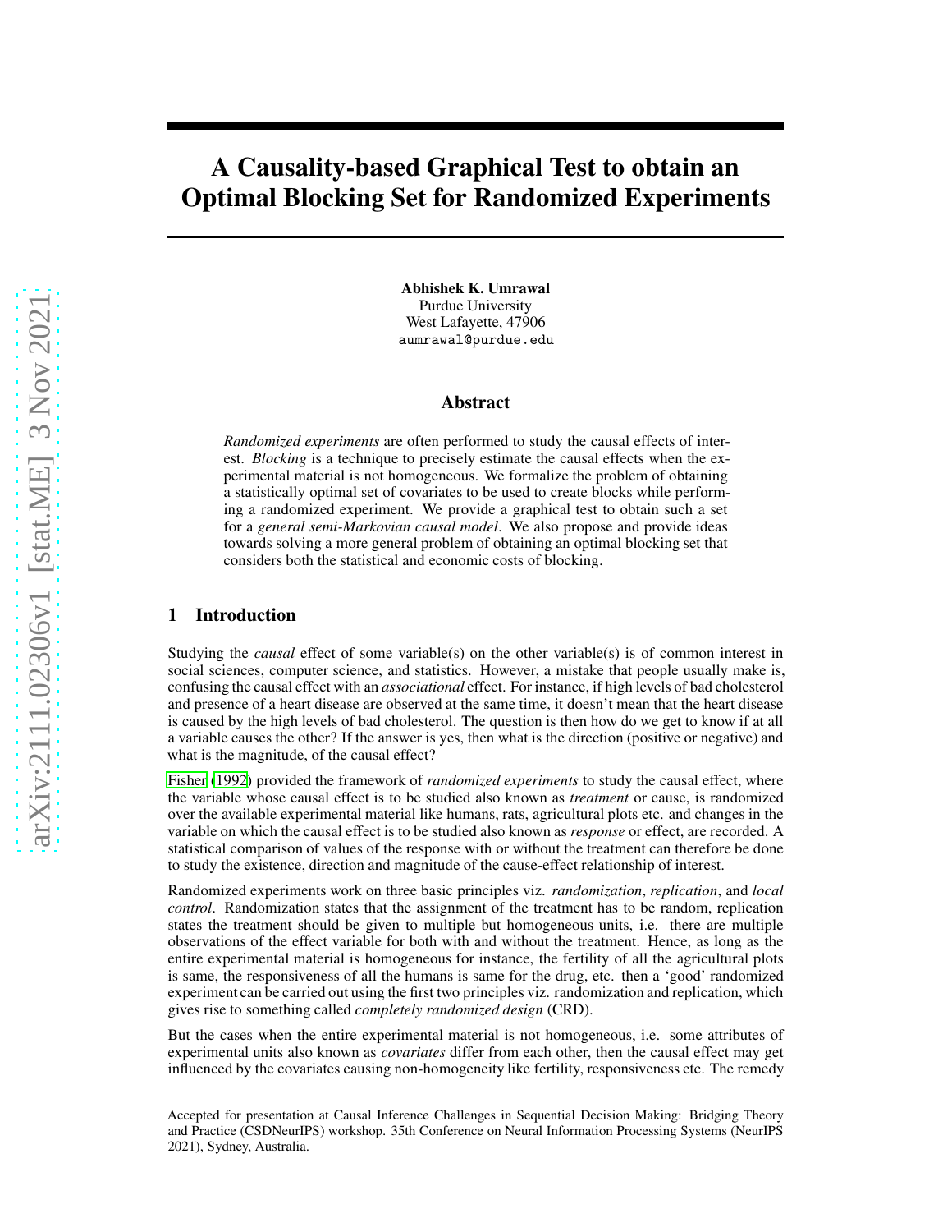# A Causality-based Graphical Test to obtain an Optimal Blocking Set for Randomized Experiments

**Abhishek K. Umrawal**
Purdue University
West Lafayette, 47906
aumrawal@purdue.edu

## Abstract

*Randomized experiments* are often performed to study the causal effects of interest. *Blocking* is a technique to precisely estimate the causal effects when the experimental material is not homogeneous. We formalize the problem of obtaining a statistically optimal set of covariates to be used to create blocks while performing a randomized experiment. We provide a graphical test to obtain such a set for a *general semi-Markovian causal model*. We also propose and provide ideas towards solving a more general problem of obtaining an optimal blocking set that considers both the statistical and economic costs of blocking.

## 1 Introduction

Studying the *causal* effect of some variable(s) on the other variable(s) is of common interest in social sciences, computer science, and statistics. However, a mistake that people usually make is, confusing the causal effect with an *associational* effect. For instance, if high levels of bad cholesterol and presence of a heart disease are observed at the same time, it doesn't mean that the heart disease is caused by the high levels of bad cholesterol. The question is then how do we get to know if at all a variable causes the other? If the answer is yes, then what is the direction (positive or negative) and what is the magnitude, of the causal effect?

Fisher (1992) provided the framework of *randomized experiments* to study the causal effect, where the variable whose causal effect is to be studied also known as *treatment* or cause, is randomized over the available experimental material like humans, rats, agricultural plots etc. and changes in the variable on which the causal effect is to be studied also known as *response* or effect, are recorded. A statistical comparison of values of the response with or without the treatment can therefore be done to study the existence, direction and magnitude of the cause-effect relationship of interest.

Randomized experiments work on three basic principles viz. *randomization*, *replication*, and *local control*. Randomization states that the assignment of the treatment has to be random, replication states the treatment should be given to multiple but homogeneous units, i.e. there are multiple observations of the effect variable for both with and without the treatment. Hence, as long as the entire experimental material is homogeneous for instance, the fertility of all the agricultural plots is same, the responsiveness of all the humans is same for the drug, etc. then a 'good' randomized experiment can be carried out using the first two principles viz. randomization and replication, which gives rise to something called *completely randomized design* (CRD).

But the cases when the entire experimental material is not homogeneous, i.e. some attributes of experimental units also known as *covariates* differ from each other, then the causal effect may get influenced by the covariates causing non-homogeneity like fertility, responsiveness etc. The remedy

Accepted for presentation at Causal Inference Challenges in Sequential Decision Making: Bridging Theory and Practice (CSDNeurIPS) workshop. 35th Conference on Neural Information Processing Systems (NeurIPS 2021), Sydney, Australia.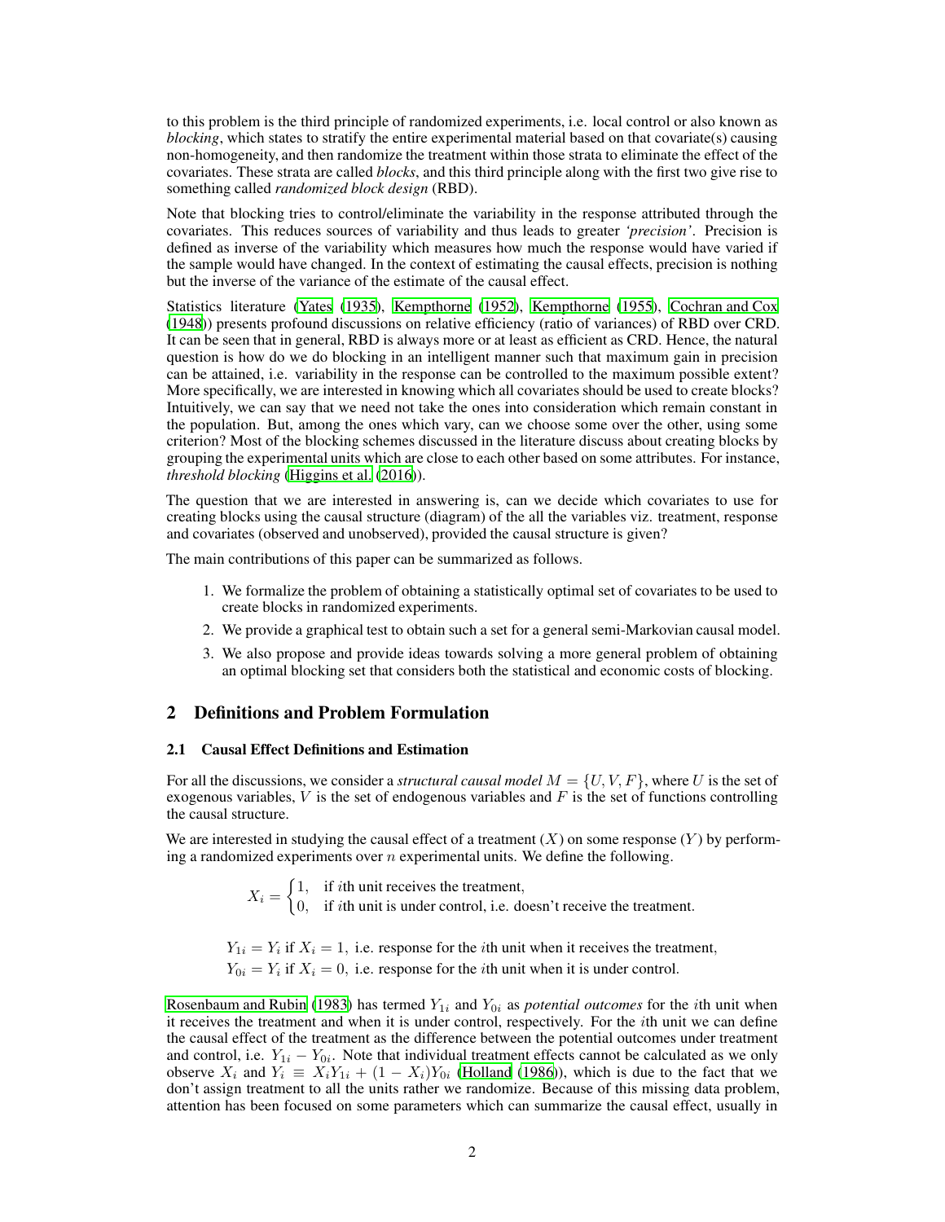to this problem is the third principle of randomized experiments, i.e. local control or also known as *blocking*, which states to stratify the entire experimental material based on that covariate(s) causing non-homogeneity, and then randomize the treatment within those strata to eliminate the effect of the covariates. These strata are called *blocks*, and this third principle along with the first two give rise to something called *randomized block design* (RBD).

Note that blocking tries to control/eliminate the variability in the response attributed through the covariates. This reduces sources of variability and thus leads to greater *'precision'*. Precision is defined as inverse of the variability which measures how much the response would have varied if the sample would have changed. In the context of estimating the causal effects, precision is nothing but the inverse of the variance of the estimate of the causal effect.

Statistics literature (Yates (1935), Kempthorne (1952), Kempthorne (1955), Cochran and Cox (1948)) presents profound discussions on relative efficiency (ratio of variances) of RBD over CRD. It can be seen that in general, RBD is always more or at least as efficient as CRD. Hence, the natural question is how do we do blocking in an intelligent manner such that maximum gain in precision can be attained, i.e. variability in the response can be controlled to the maximum possible extent? More specifically, we are interested in knowing which all covariates should be used to create blocks? Intuitively, we can say that we need not take the ones into consideration which remain constant in the population. But, among the ones which vary, can we choose some over the other, using some criterion? Most of the blocking schemes discussed in the literature discuss about creating blocks by grouping the experimental units which are close to each other based on some attributes. For instance, *threshold blocking* (Higgins et al. (2016)).

The question that we are interested in answering is, can we decide which covariates to use for creating blocks using the causal structure (diagram) of the all the variables viz. treatment, response and covariates (observed and unobserved), provided the causal structure is given?

The main contributions of this paper can be summarized as follows.

1. We formalize the problem of obtaining a statistically optimal set of covariates to be used to create blocks in randomized experiments.
2. We provide a graphical test to obtain such a set for a general semi-Markovian causal model.
3. We also propose and provide ideas towards solving a more general problem of obtaining an optimal blocking set that considers both the statistical and economic costs of blocking.

## 2 Definitions and Problem Formulation

### 2.1 Causal Effect Definitions and Estimation

For all the discussions, we consider a *structural causal model* $M = \{U, V, F\}$, where $U$ is the set of exogenous variables, $V$ is the set of endogenous variables and $F$ is the set of functions controlling the causal structure.

We are interested in studying the causal effect of a treatment ($X$) on some response ($Y$) by performing a randomized experiments over $n$ experimental units. We define the following.

$$X_i = \begin{cases} 1, & \text{if } i\text{th unit receives the treatment,} \\ 0, & \text{if } i\text{th unit is under control, i.e. doesn't receive the treatment.} \end{cases}$$

$$Y_{1i} = Y_i \text{ if } X_i = 1, \text{ i.e. response for the } i\text{th unit when it receives the treatment,}$$
$$Y_{0i} = Y_i \text{ if } X_i = 0, \text{ i.e. response for the } i\text{th unit when it is under control.}$$

Rosenbaum and Rubin (1983) has termed $Y_{1i}$ and $Y_{0i}$ as *potential outcomes* for the $i$th unit when it receives the treatment and when it is under control, respectively. For the $i$th unit we can define the causal effect of the treatment as the difference between the potential outcomes under treatment and control, i.e. $Y_{1i} - Y_{0i}$. Note that individual treatment effects cannot be calculated as we only observe $X_i$ and $Y_i \equiv X_i Y_{1i} + (1 - X_i) Y_{0i}$ (Holland (1986)), which is due to the fact that we don't assign treatment to all the units rather we randomize. Because of this missing data problem, attention has been focused on some parameters which can summarize the causal effect, usually in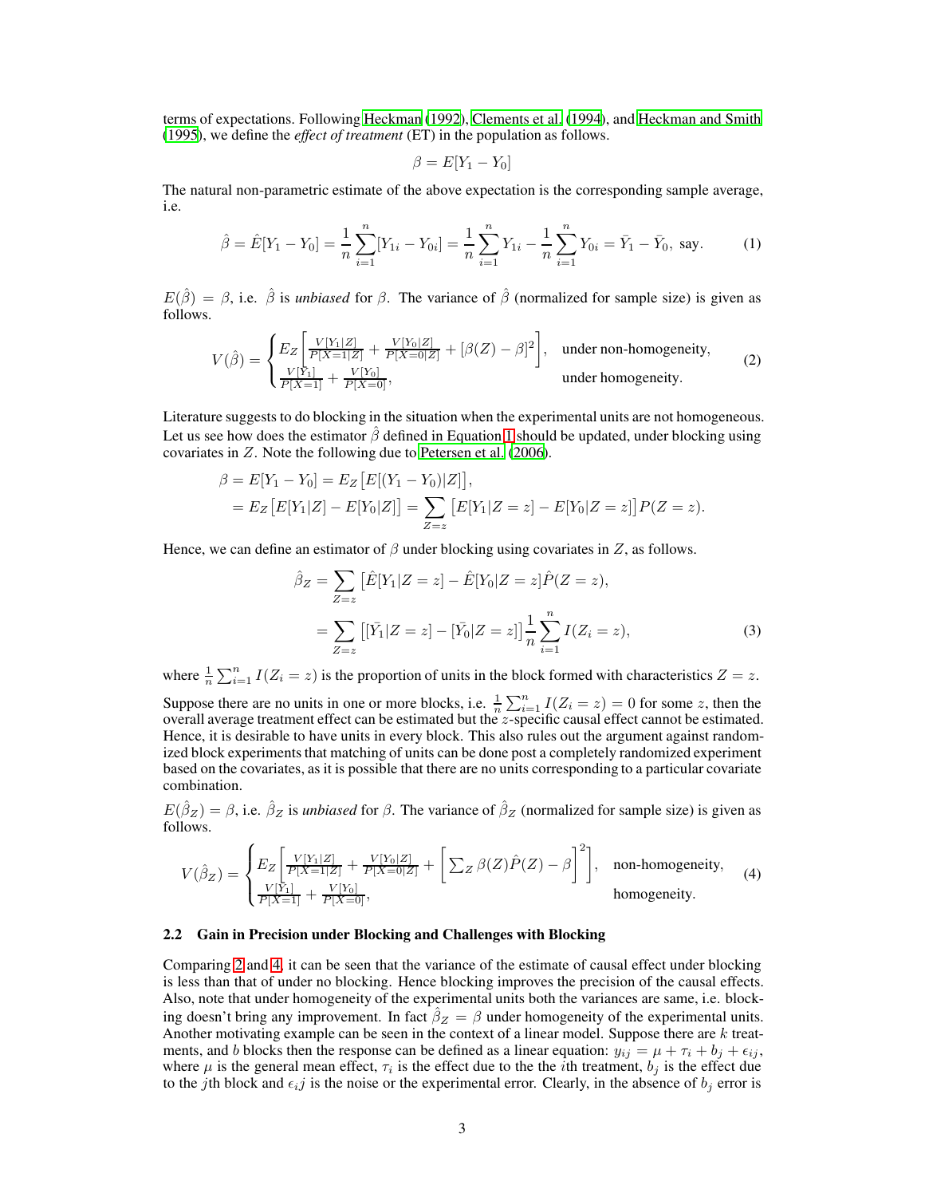terms of expectations. Following Heckman (1992), Clements et al. (1994), and Heckman and Smith (1995), we define the *effect of treatment* (ET) in the population as follows.

$$\beta = E[Y_1 - Y_0]$$

The natural non-parametric estimate of the above expectation is the corresponding sample average, i.e.

$$\hat{\beta} = \hat{E}[Y_1 - Y_0] = \frac{1}{n}\sum_{i=1}^{n}[Y_{1i} - Y_{0i}] = \frac{1}{n}\sum_{i=1}^{n}Y_{1i} - \frac{1}{n}\sum_{i=1}^{n}Y_{0i} = \bar{Y}_1 - \bar{Y}_0, \text{ say.} \tag{1}$$

$E(\hat{\beta}) = \beta$, i.e. $\hat{\beta}$ is *unbiased* for $\beta$. The variance of $\hat{\beta}$ (normalized for sample size) is given as follows.

$$V(\hat{\beta}) = \begin{cases} E_Z\left[\frac{V[Y_1|Z]}{P[X=1|Z]} + \frac{V[Y_0|Z]}{P[X=0|Z]} + [\beta(Z) - \beta]^2\right], & \text{under non-homogeneity,} \\ \frac{V[Y_1]}{P[X=1]} + \frac{V[Y_0]}{P[X=0]}, & \text{under homogeneity.} \end{cases} \tag{2}$$

Literature suggests to do blocking in the situation when the experimental units are not homogeneous. Let us see how does the estimator $\hat{\beta}$ defined in Equation 1 should be updated, under blocking using covariates in $Z$. Note the following due to Petersen et al. (2006).

$$\begin{aligned} \beta = E[Y_1 - Y_0] &= E_Z\big[E[(Y_1 - Y_0)|Z]\big], \\ &= E_Z\big[E[Y_1|Z] - E[Y_0|Z]\big] = \sum_{Z=z}\big[E[Y_1|Z=z] - E[Y_0|Z=z]\big]P(Z=z). \end{aligned}$$

Hence, we can define an estimator of $\beta$ under blocking using covariates in $Z$, as follows.

$$\begin{aligned} \hat{\beta}_Z &= \sum_{Z=z}\big[\hat{E}[Y_1|Z=z] - \hat{E}[Y_0|Z=z]\hat{P}(Z=z), \\ &= \sum_{Z=z}\big[[\bar{Y}_1|Z=z] - [\bar{Y}_0|Z=z]\big]\frac{1}{n}\sum_{i=1}^{n}I(Z_i=z), \end{aligned} \tag{3}$$

where $\frac{1}{n}\sum_{i=1}^{n}I(Z_i=z)$ is the proportion of units in the block formed with characteristics $Z=z$.

Suppose there are no units in one or more blocks, i.e. $\frac{1}{n}\sum_{i=1}^{n}I(Z_i=z) = 0$ for some $z$, then the overall average treatment effect can be estimated but the $z$-specific causal effect cannot be estimated. Hence, it is desirable to have units in every block. This also rules out the argument against randomized block experiments that matching of units can be done post a completely randomized experiment based on the covariates, as it is possible that there are no units corresponding to a particular covariate combination.

$E(\hat{\beta}_Z) = \beta$, i.e. $\hat{\beta}_Z$ is *unbiased* for $\beta$. The variance of $\hat{\beta}_Z$ (normalized for sample size) is given as follows.

$$V(\hat{\beta}_Z) = \begin{cases} E_Z\left[\frac{V[Y_1|Z]}{P[X=1|Z]} + \frac{V[Y_0|Z]}{P[X=0|Z]} + \left[\sum_Z \beta(Z)\hat{P}(Z) - \beta\right]^2\right], & \text{non-homogeneity,} \\ \frac{V[Y_1]}{P[X=1]} + \frac{V[Y_0]}{P[X=0]}, & \text{homogeneity.} \end{cases} \tag{4}$$

### 2.2 Gain in Precision under Blocking and Challenges with Blocking

Comparing 2 and 4, it can be seen that the variance of the estimate of causal effect under blocking is less than that of under no blocking. Hence blocking improves the precision of the causal effects. Also, note that under homogeneity of the experimental units both the variances are same, i.e. blocking doesn't bring any improvement. In fact $\hat{\beta}_Z = \beta$ under homogeneity of the experimental units. Another motivating example can be seen in the context of a linear model. Suppose there are $k$ treatments, and $b$ blocks then the response can be defined as a linear equation: $y_{ij} = \mu + \tau_i + b_j + \epsilon_{ij}$, where $\mu$ is the general mean effect, $\tau_i$ is the effect due to the the $i$th treatment, $b_j$ is the effect due to the $j$th block and $\epsilon_i j$ is the noise or the experimental error. Clearly, in the absence of $b_j$ error is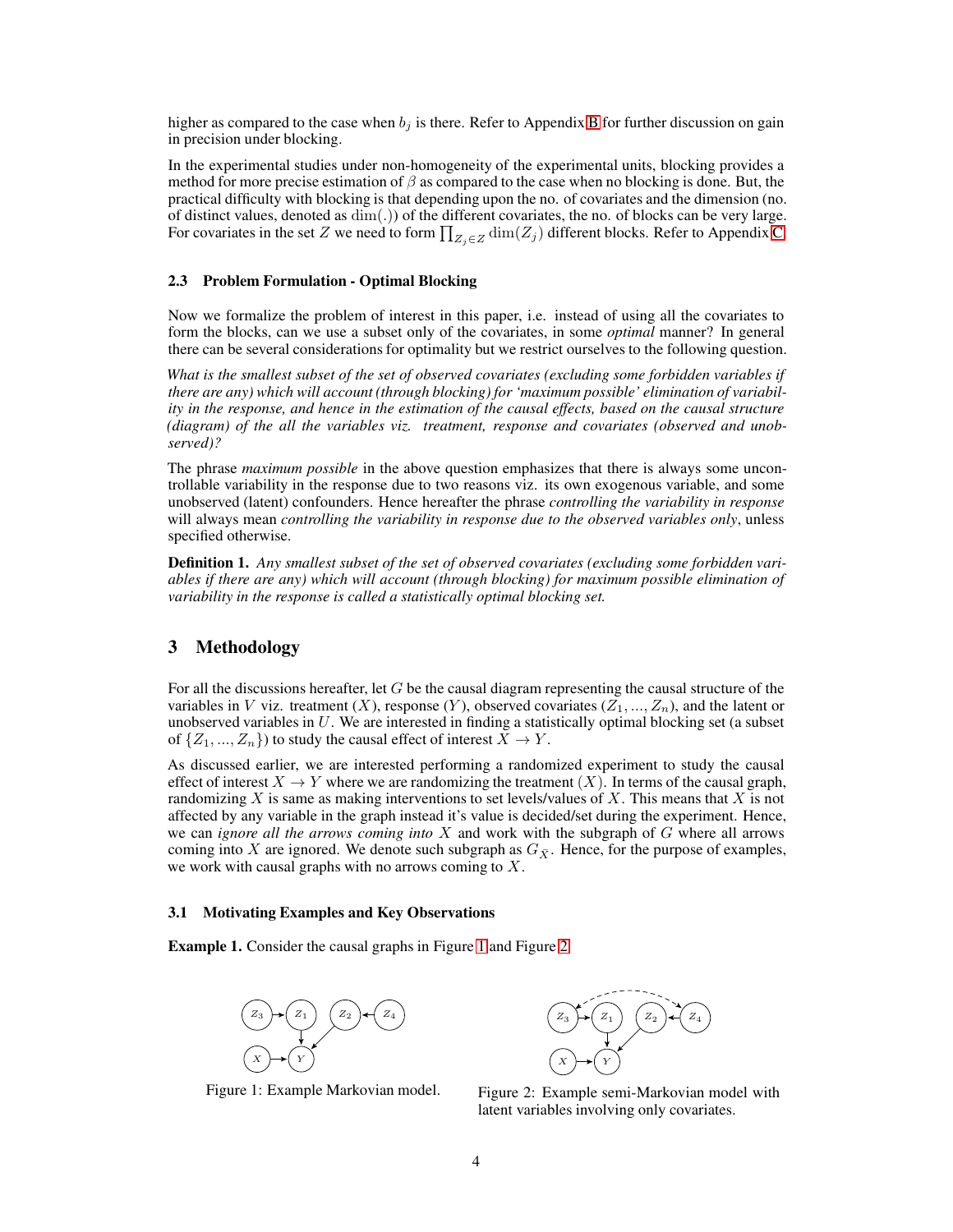higher as compared to the case when $b_j$ is there. Refer to Appendix B for further discussion on gain in precision under blocking.

In the experimental studies under non-homogeneity of the experimental units, blocking provides a method for more precise estimation of $\beta$ as compared to the case when no blocking is done. But, the practical difficulty with blocking is that depending upon the no. of covariates and the dimension (no. of distinct values, denoted as $\dim(.)$) of the different covariates, the no. of blocks can be very large. For covariates in the set $Z$ we need to form $\prod_{Z_j \in Z} \dim(Z_j)$ different blocks. Refer to Appendix C.

### 2.3 Problem Formulation - Optimal Blocking

Now we formalize the problem of interest in this paper, i.e. instead of using all the covariates to form the blocks, can we use a subset only of the covariates, in some *optimal* manner? In general there can be several considerations for optimality but we restrict ourselves to the following question.

*What is the smallest subset of the set of observed covariates (excluding some forbidden variables if there are any) which will account (through blocking) for 'maximum possible' elimination of variability in the response, and hence in the estimation of the causal effects, based on the causal structure (diagram) of the all the variables viz. treatment, response and covariates (observed and unobserved)?*

The phrase *maximum possible* in the above question emphasizes that there is always some uncontrollable variability in the response due to two reasons viz. its own exogenous variable, and some unobserved (latent) confounders. Hence hereafter the phrase *controlling the variability in response* will always mean *controlling the variability in response due to the observed variables only*, unless specified otherwise.

**Definition 1.** *Any smallest subset of the set of observed covariates (excluding some forbidden variables if there are any) which will account (through blocking) for maximum possible elimination of variability in the response is called a statistically optimal blocking set.*

## 3 Methodology

For all the discussions hereafter, let $G$ be the causal diagram representing the causal structure of the variables in $V$ viz. treatment ($X$), response ($Y$), observed covariates ($Z_1, ..., Z_n$), and the latent or unobserved variables in $U$. We are interested in finding a statistically optimal blocking set (a subset of $\{Z_1, ..., Z_n\}$) to study the causal effect of interest $X \rightarrow Y$.

As discussed earlier, we are interested performing a randomized experiment to study the causal effect of interest $X \rightarrow Y$ where we are randomizing the treatment ($X$). In terms of the causal graph, randomizing $X$ is same as making interventions to set levels/values of $X$. This means that $X$ is not affected by any variable in the graph instead it's value is decided/set during the experiment. Hence, we can *ignore all the arrows coming into* $X$ and work with the subgraph of $G$ where all arrows coming into $X$ are ignored. We denote such subgraph as $G_{\bar{X}}$. Hence, for the purpose of examples, we work with causal graphs with no arrows coming to $X$.

### 3.1 Motivating Examples and Key Observations

**Example 1.** Consider the causal graphs in Figure 1 and Figure 2.

Figure 1: Example Markovian model.

Figure 2: Example semi-Markovian model with latent variables involving only covariates.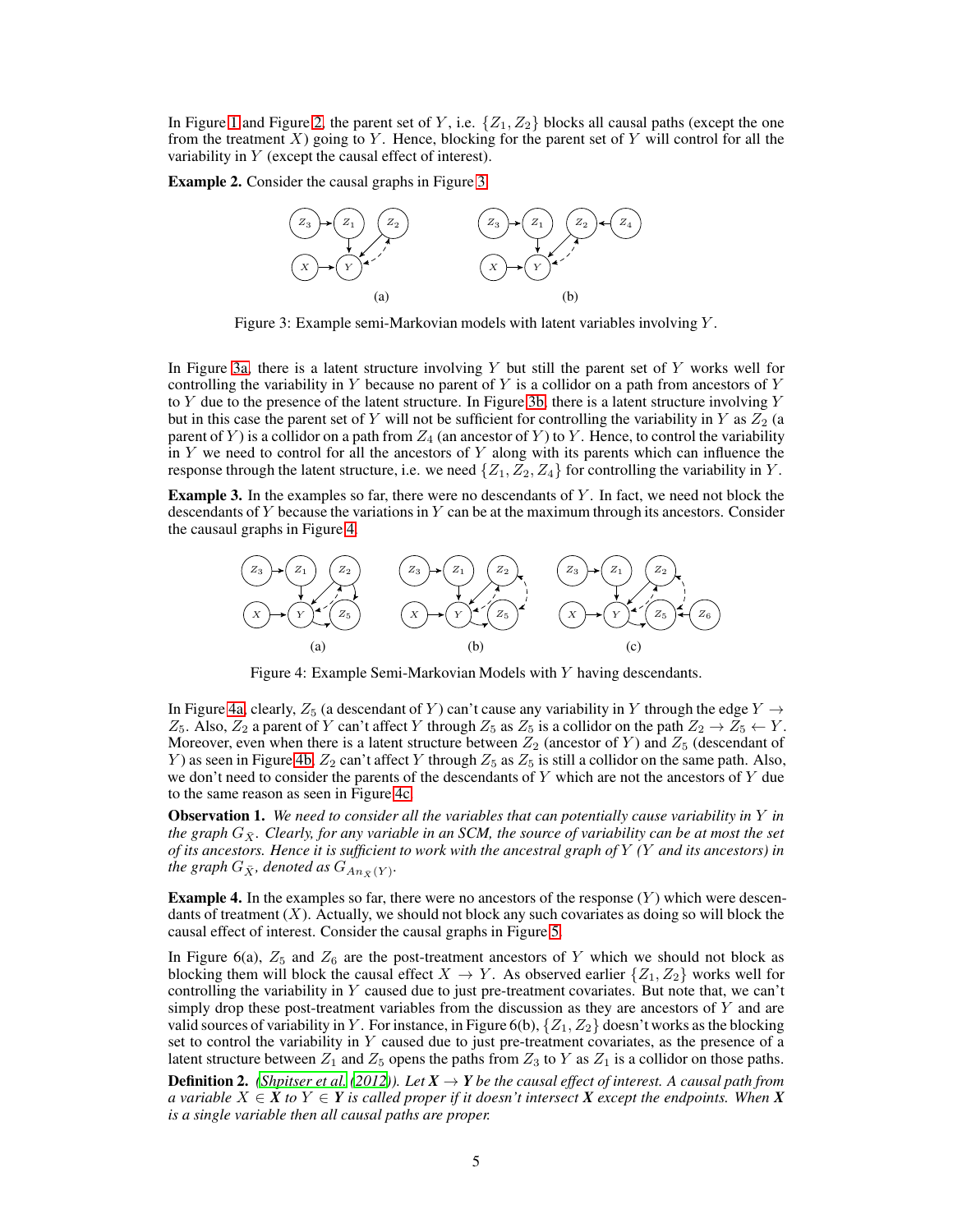In Figure 1 and Figure 2, the parent set of $Y$, i.e. $\{Z_1, Z_2\}$ blocks all causal paths (except the one from the treatment $X$) going to $Y$. Hence, blocking for the parent set of $Y$ will control for all the variability in $Y$ (except the causal effect of interest).

**Example 2.** Consider the causal graphs in Figure 3.

Figure 3: Example semi-Markovian models with latent variables involving $Y$.

In Figure 3a, there is a latent structure involving $Y$ but still the parent set of $Y$ works well for controlling the variability in $Y$ because no parent of $Y$ is a collidor on a path from ancestors of $Y$ to $Y$ due to the presence of the latent structure. In Figure 3b, there is a latent structure involving $Y$ but in this case the parent set of $Y$ will not be sufficient for controlling the variability in $Y$ as $Z_2$ (a parent of $Y$) is a collidor on a path from $Z_4$ (an ancestor of $Y$) to $Y$. Hence, to control the variability in $Y$ we need to control for all the ancestors of $Y$ along with its parents which can influence the response through the latent structure, i.e. we need $\{Z_1, Z_2, Z_4\}$ for controlling the variability in $Y$.

**Example 3.** In the examples so far, there were no descendants of $Y$. In fact, we need not block the descendants of $Y$ because the variations in $Y$ can be at the maximum through its ancestors. Consider the causaul graphs in Figure 4.

Figure 4: Example Semi-Markovian Models with $Y$ having descendants.

In Figure 4a, clearly, $Z_5$ (a descendant of $Y$) can't cause any variability in $Y$ through the edge $Y \rightarrow Z_5$. Also, $Z_2$ a parent of $Y$ can't affect $Y$ through $Z_5$ as $Z_5$ is a collidor on the path $Z_2 \rightarrow Z_5 \leftarrow Y$. Moreover, even when there is a latent structure between $Z_2$ (ancestor of $Y$) and $Z_5$ (descendant of $Y$) as seen in Figure 4b, $Z_2$ can't affect $Y$ through $Z_5$ as $Z_5$ is still a collidor on the same path. Also, we don't need to consider the parents of the descendants of $Y$ which are not the ancestors of $Y$ due to the same reason as seen in Figure 4c.

**Observation 1.** *We need to consider all the variables that can potentially cause variability in $Y$ in the graph $G_{\bar{X}}$. Clearly, for any variable in an SCM, the source of variability can be at most the set of its ancestors. Hence it is sufficient to work with the ancestral graph of $Y$ ($Y$ and its ancestors) in the graph $G_{\bar{X}}$, denoted as $G_{An_{\bar{X}}(Y)}$.*

**Example 4.** In the examples so far, there were no ancestors of the response ($Y$) which were descendants of treatment ($X$). Actually, we should not block any such covariates as doing so will block the causal effect of interest. Consider the causal graphs in Figure 5.

In Figure 6(a), $Z_5$ and $Z_6$ are the post-treatment ancestors of $Y$ which we should not block as blocking them will block the causal effect $X \rightarrow Y$. As observed earlier $\{Z_1, Z_2\}$ works well for controlling the variability in $Y$ caused due to just pre-treatment covariates. But note that, we can't simply drop these post-treatment variables from the discussion as they are ancestors of $Y$ and are valid sources of variability in $Y$. For instance, in Figure 6(b), $\{Z_1, Z_2\}$ doesn't works as the blocking set to control the variability in $Y$ caused due to just pre-treatment covariates, as the presence of a latent structure between $Z_1$ and $Z_5$ opens the paths from $Z_3$ to $Y$ as $Z_1$ is a collidor on those paths.

**Definition 2.** *(Shpitser et al. (2012)). Let $\boldsymbol{X} \rightarrow \boldsymbol{Y}$ be the causal effect of interest. A causal path from a variable $X \in \boldsymbol{X}$ to $Y \in \boldsymbol{Y}$ is called proper if it doesn't intersect $\boldsymbol{X}$ except the endpoints. When $\boldsymbol{X}$ is a single variable then all causal paths are proper.*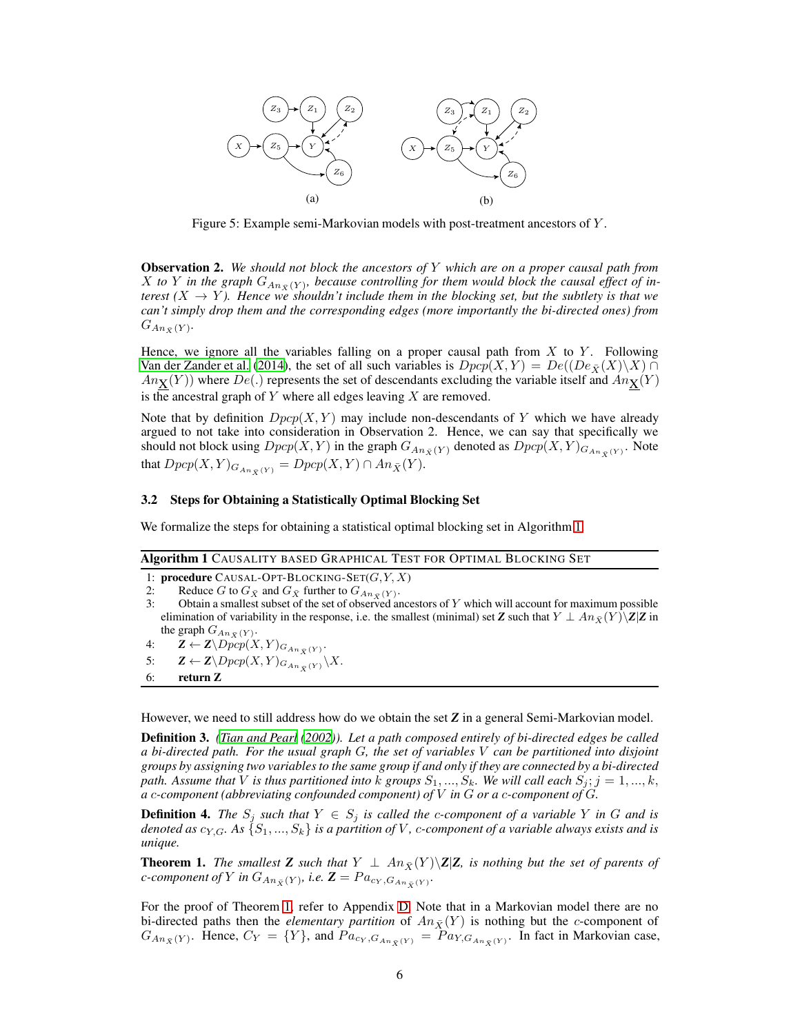(a)

(b)

Figure 5: Example semi-Markovian models with post-treatment ancestors of $Y$.

**Observation 2.** *We should not block the ancestors of $Y$ which are on a proper causal path from $X$ to $Y$ in the graph $G_{An_{\bar{X}}(Y)}$, because controlling for them would block the causal effect of interest ($X \to Y$). Hence we shouldn't include them in the blocking set, but the subtlety is that we can't simply drop them and the corresponding edges (more importantly the bi-directed ones) from $G_{An_{\bar{X}}(Y)}$.*

Hence, we ignore all the variables falling on a proper causal path from $X$ to $Y$. Following Van der Zander et al. (2014), the set of all such variables is $Dpcp(X, Y) = De((De_{\bar{X}}(X) \backslash X) \cap An_{\underline{\mathbf{X}}}(Y))$ where $De(.)$ represents the set of descendants excluding the variable itself and $An_{\underline{\mathbf{X}}}(Y)$ is the ancestral graph of $Y$ where all edges leaving $X$ are removed.

Note that by definition $Dpcp(X, Y)$ may include non-descendants of $Y$ which we have already argued to not take into consideration in Observation 2. Hence, we can say that specifically we should not block using $Dpcp(X, Y)$ in the graph $G_{An_{\bar{X}}(Y)}$ denoted as $Dpcp(X, Y)_{G_{An_{\bar{X}}(Y)}}$. Note that $Dpcp(X, Y)_{G_{An_{\bar{X}}(Y)}} = Dpcp(X, Y) \cap An_{\bar{X}}(Y)$.

### 3.2 Steps for Obtaining a Statistically Optimal Blocking Set

We formalize the steps for obtaining a statistical optimal blocking set in Algorithm 1.

**Algorithm 1** CAUSALITY BASED GRAPHICAL TEST FOR OPTIMAL BLOCKING SET

1: **procedure** CAUSAL-OPT-BLOCKING-SET($G, Y, X$)
2: Reduce $G$ to $G_{\bar{X}}$ and $G_{\bar{X}}$ further to $G_{An_{\bar{X}}(Y)}$.
3: Obtain a smallest subset of the set of observed ancestors of $Y$ which will account for maximum possible elimination of variability in the response, i.e. the smallest (minimal) set $\mathbf{Z}$ such that $Y \perp An_{\bar{X}}(Y) \backslash \mathbf{Z} | \mathbf{Z}$ in the graph $G_{An_{\bar{X}}(Y)}$.
4: $\mathbf{Z} \leftarrow \mathbf{Z} \backslash Dpcp(X, Y)_{G_{An_{\bar{X}}(Y)}}$.
5: $\mathbf{Z} \leftarrow \mathbf{Z} \backslash Dpcp(X, Y)_{G_{An_{\bar{X}}(Y)}} \backslash X$.
6: **return Z**

However, we need to still address how do we obtain the set $\mathbf{Z}$ in a general Semi-Markovian model.

**Definition 3.** *(Tian and Pearl (2002)). Let a path composed entirely of bi-directed edges be called a bi-directed path. For the usual graph $G$, the set of variables $V$ can be partitioned into disjoint groups by assigning two variables to the same group if and only if they are connected by a bi-directed path. Assume that $V$ is thus partitioned into $k$ groups $S_1, ..., S_k$. We will call each $S_j; j = 1, ..., k$, a c-component (abbreviating confounded component) of $V$ in $G$ or a c-component of $G$.*

**Definition 4.** *The $S_j$ such that $Y \in S_j$ is called the c-component of a variable $Y$ in $G$ and is denoted as $c_{Y,G}$. As $\{S_1, ..., S_k\}$ is a partition of $V$, c-component of a variable always exists and is unique.*

**Theorem 1.** *The smallest $\mathbf{Z}$ such that $Y \perp An_{\bar{X}}(Y) \backslash \mathbf{Z} | \mathbf{Z}$, is nothing but the set of parents of c-component of $Y$ in $G_{An_{\bar{X}}(Y)}$, i.e. $\mathbf{Z} = Pa_{c_Y, G_{An_{\bar{X}}(Y)}}$.*

For the proof of Theorem 1, refer to Appendix D. Note that in a Markovian model there are no bi-directed paths then the *elementary partition* of $An_{\bar{X}}(Y)$ is nothing but the c-component of $G_{An_{\bar{X}}(Y)}$. Hence, $C_Y = \{Y\}$, and $Pa_{c_Y, G_{An_{\bar{X}}(Y)}} = Pa_{Y, G_{An_{\bar{X}}(Y)}}$. In fact in Markovian case,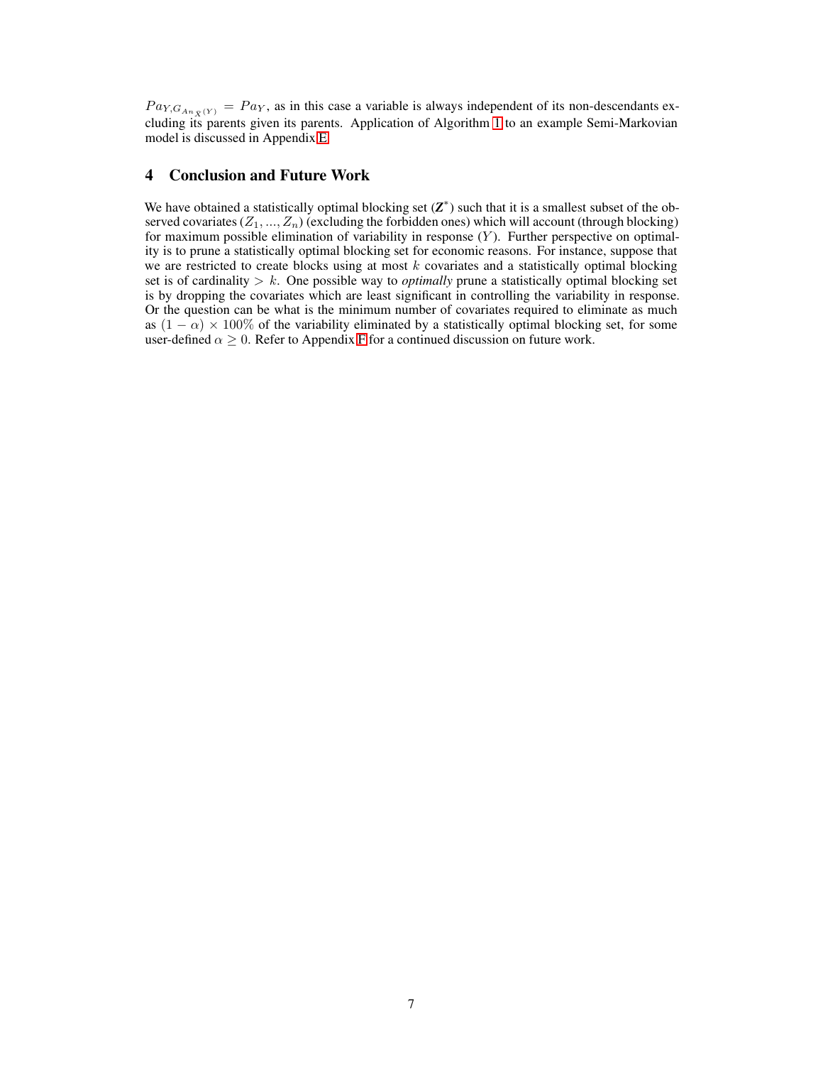$Pa_{Y,G_{An_{\bar{X}}(Y)}} = Pa_Y$, as in this case a variable is always independent of its non-descendants excluding its parents given its parents. Application of Algorithm 1 to an example Semi-Markovian model is discussed in Appendix E.

## 4 Conclusion and Future Work

We have obtained a statistically optimal blocking set ($\mathbf{Z}^*$) such that it is a smallest subset of the observed covariates ($Z_1, ..., Z_n$) (excluding the forbidden ones) which will account (through blocking) for maximum possible elimination of variability in response ($Y$). Further perspective on optimality is to prune a statistically optimal blocking set for economic reasons. For instance, suppose that we are restricted to create blocks using at most $k$ covariates and a statistically optimal blocking set is of cardinality $> k$. One possible way to *optimally* prune a statistically optimal blocking set is by dropping the covariates which are least significant in controlling the variability in response. Or the question can be what is the minimum number of covariates required to eliminate as much as $(1 - \alpha) \times 100\%$ of the variability eliminated by a statistically optimal blocking set, for some user-defined $\alpha \geq 0$. Refer to Appendix F for a continued discussion on future work.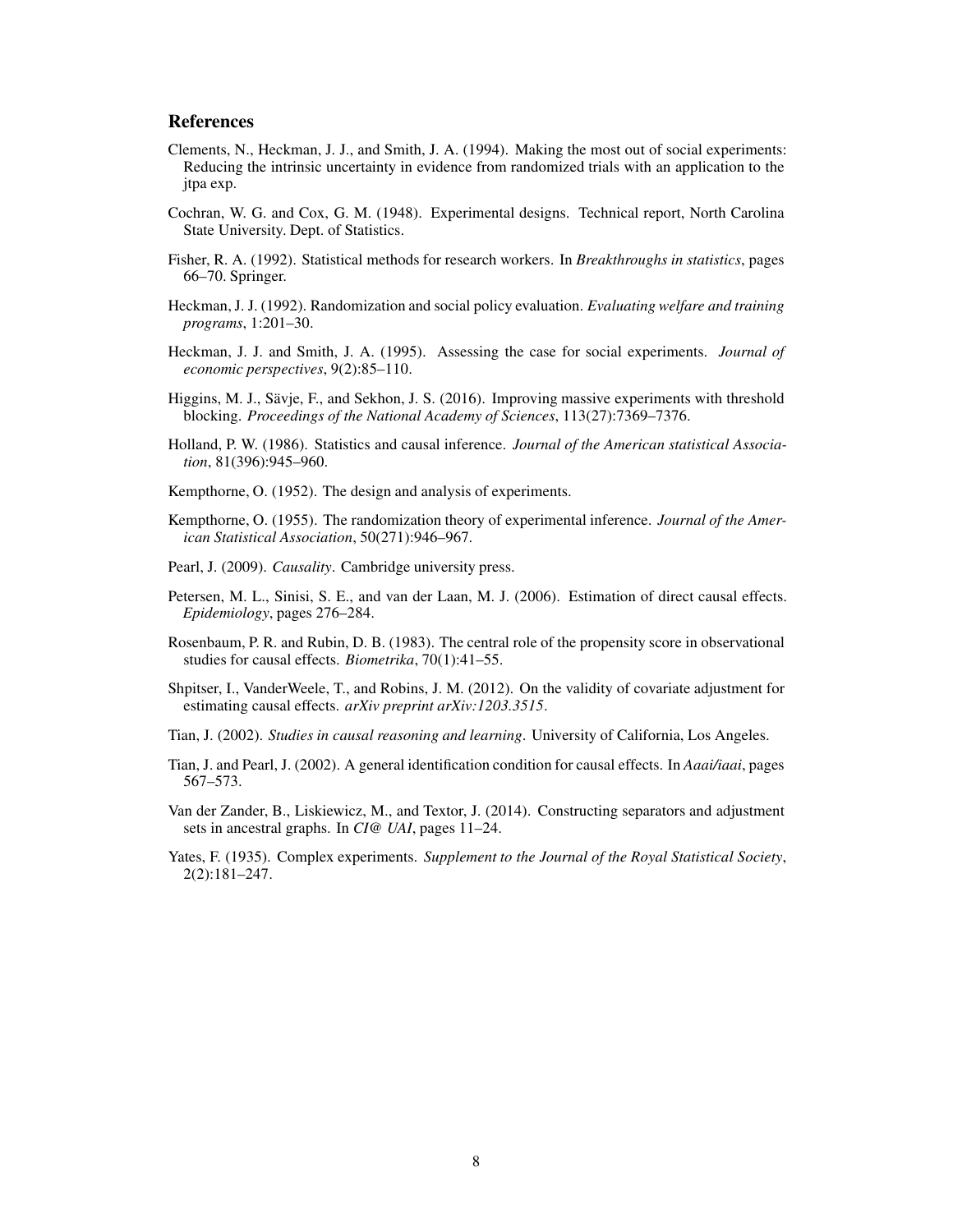## References

Clements, N., Heckman, J. J., and Smith, J. A. (1994). Making the most out of social experiments: Reducing the intrinsic uncertainty in evidence from randomized trials with an application to the jtpa exp.

Cochran, W. G. and Cox, G. M. (1948). Experimental designs. Technical report, North Carolina State University. Dept. of Statistics.

Fisher, R. A. (1992). Statistical methods for research workers. In *Breakthroughs in statistics*, pages 66–70. Springer.

Heckman, J. J. (1992). Randomization and social policy evaluation. *Evaluating welfare and training programs*, 1:201–30.

Heckman, J. J. and Smith, J. A. (1995). Assessing the case for social experiments. *Journal of economic perspectives*, 9(2):85–110.

Higgins, M. J., Sävje, F., and Sekhon, J. S. (2016). Improving massive experiments with threshold blocking. *Proceedings of the National Academy of Sciences*, 113(27):7369–7376.

Holland, P. W. (1986). Statistics and causal inference. *Journal of the American statistical Association*, 81(396):945–960.

Kempthorne, O. (1952). The design and analysis of experiments.

Kempthorne, O. (1955). The randomization theory of experimental inference. *Journal of the American Statistical Association*, 50(271):946–967.

Pearl, J. (2009). *Causality*. Cambridge university press.

Petersen, M. L., Sinisi, S. E., and van der Laan, M. J. (2006). Estimation of direct causal effects. *Epidemiology*, pages 276–284.

Rosenbaum, P. R. and Rubin, D. B. (1983). The central role of the propensity score in observational studies for causal effects. *Biometrika*, 70(1):41–55.

Shpitser, I., VanderWeele, T., and Robins, J. M. (2012). On the validity of covariate adjustment for estimating causal effects. *arXiv preprint arXiv:1203.3515*.

Tian, J. (2002). *Studies in causal reasoning and learning*. University of California, Los Angeles.

Tian, J. and Pearl, J. (2002). A general identification condition for causal effects. In *Aaai/iaai*, pages 567–573.

Van der Zander, B., Liskiewicz, M., and Textor, J. (2014). Constructing separators and adjustment sets in ancestral graphs. In *CI@ UAI*, pages 11–24.

Yates, F. (1935). Complex experiments. *Supplement to the Journal of the Royal Statistical Society*, 2(2):181–247.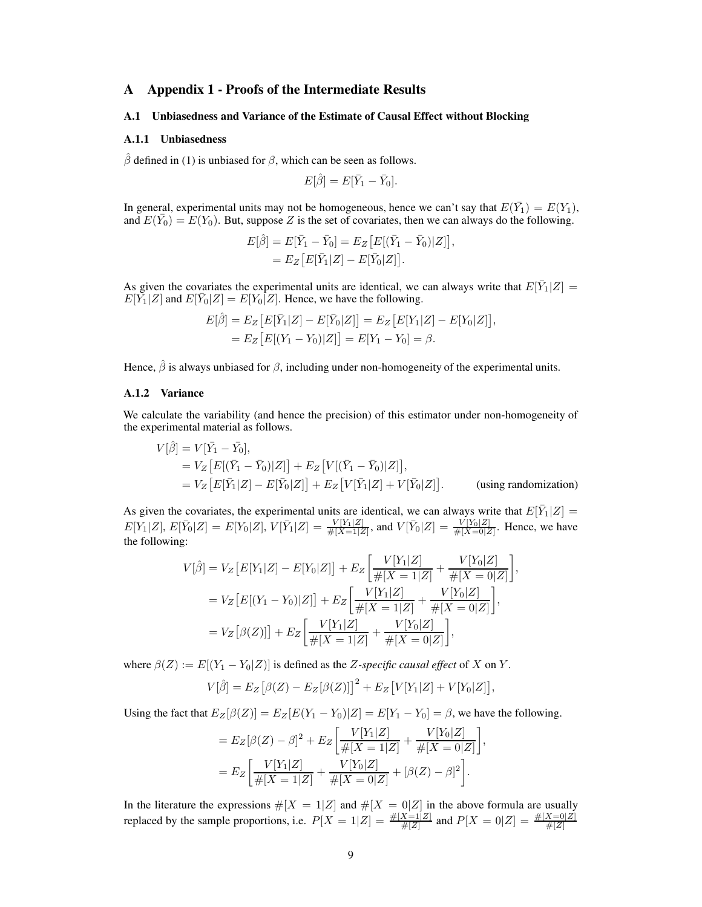## A Appendix 1 - Proofs of the Intermediate Results

### A.1 Unbiasedness and Variance of the Estimate of Causal Effect without Blocking

#### A.1.1 Unbiasedness

$\hat{\beta}$ defined in (1) is unbiased for $\beta$, which can be seen as follows.

$$E[\hat{\beta}] = E[\bar{Y_1} - \bar{Y_0}].$$

In general, experimental units may not be homogeneous, hence we can't say that $E(\bar{Y_1}) = E(Y_1)$, and $E(\bar{Y_0}) = E(Y_0)$. But, suppose $Z$ is the set of covariates, then we can always do the following.

$$\begin{aligned}
E[\hat{\beta}] = E[\bar{Y_1} - \bar{Y_0}] &= E_Z\big[E[(\bar{Y_1} - \bar{Y_0})|Z]\big], \\
&= E_Z\big[E[\bar{Y_1}|Z] - E[\bar{Y_0}|Z]\big].
\end{aligned}$$

As given the covariates the experimental units are identical, we can always write that $E[\bar{Y_1}|Z] = E[Y_1|Z]$ and $E[\bar{Y_0}|Z] = E[Y_0|Z]$. Hence, we have the following.

$$\begin{aligned}
E[\hat{\beta}] = E_Z\big[E[\bar{Y_1}|Z] - E[\bar{Y_0}|Z]\big] &= E_Z\big[E[Y_1|Z] - E[Y_0|Z]\big], \\
&= E_Z\big[E[(Y_1 - Y_0)|Z]\big] = E[Y_1 - Y_0] = \beta.
\end{aligned}$$

Hence, $\hat{\beta}$ is always unbiased for $\beta$, including under non-homogeneity of the experimental units.

#### A.1.2 Variance

We calculate the variability (and hence the precision) of this estimator under non-homogeneity of the experimental material as follows.

$$\begin{aligned}
V[\hat{\beta}] &= V[\bar{Y_1} - \bar{Y_0}], \\
&= V_Z\big[E[(\bar{Y_1} - \bar{Y_0})|Z]\big] + E_Z\big[V[(\bar{Y_1} - \bar{Y_0})|Z]\big], \\
&= V_Z\big[E[\bar{Y_1}|Z] - E[\bar{Y_0}|Z]\big] + E_Z\big[V[\bar{Y_1}|Z] + V[\bar{Y_0}|Z]\big]. \qquad \text{(using randomization)}
\end{aligned}$$

As given the covariates, the experimental units are identical, we can always write that $E[\bar{Y_1}|Z] = E[Y_1|Z]$, $E[\bar{Y_0}|Z] = E[Y_0|Z]$, $V[\bar{Y_1}|Z] = \frac{V[Y_1|Z]}{\#[X=1|Z]}$, and $V[\bar{Y_0}|Z] = \frac{V[Y_0|Z]}{\#[X=0|Z]}$. Hence, we have the following:

$$\begin{aligned}
V[\hat{\beta}] &= V_Z\big[E[Y_1|Z] - E[Y_0|Z]\big] + E_Z\left[\frac{V[Y_1|Z]}{\#[X=1|Z]} + \frac{V[Y_0|Z]}{\#[X=0|Z]}\right], \\
&= V_Z\big[E[(Y_1 - Y_0)|Z]\big] + E_Z\left[\frac{V[Y_1|Z]}{\#[X=1|Z]} + \frac{V[Y_0|Z]}{\#[X=0|Z]}\right], \\
&= V_Z\big[\beta(Z))\big] + E_Z\left[\frac{V[Y_1|Z]}{\#[X=1|Z]} + \frac{V[Y_0|Z]}{\#[X=0|Z]}\right],
\end{aligned}$$

where $\beta(Z) := E[(Y_1 - Y_0|Z)]$ is defined as the *$Z$-specific causal effect* of $X$ on $Y$.

$$V[\hat{\beta}] = E_Z\big[\beta(Z) - E_Z[\beta(Z)]\big]^2 + E_Z\big[V[Y_1|Z] + V[Y_0|Z]\big],$$

Using the fact that $E_Z[\beta(Z)] = E_Z[E(Y_1 - Y_0)|Z] = E[Y_1 - Y_0] = \beta$, we have the following.

$$\begin{aligned}
&= E_Z[\beta(Z) - \beta]^2 + E_Z\left[\frac{V[Y_1|Z]}{\#[X=1|Z]} + \frac{V[Y_0|Z]}{\#[X=0|Z]}\right], \\
&= E_Z\left[\frac{V[Y_1|Z]}{\#[X=1|Z]} + \frac{V[Y_0|Z]}{\#[X=0|Z]} + [\beta(Z) - \beta]^2\right].
\end{aligned}$$

In the literature the expressions $\#[X = 1|Z]$ and $\#[X = 0|Z]$ in the above formula are usually replaced by the sample proportions, i.e. $P[X = 1|Z] = \frac{\#[X=1|Z]}{\#[Z]}$ and $P[X = 0|Z] = \frac{\#[X=0|Z]}{\#[Z]}$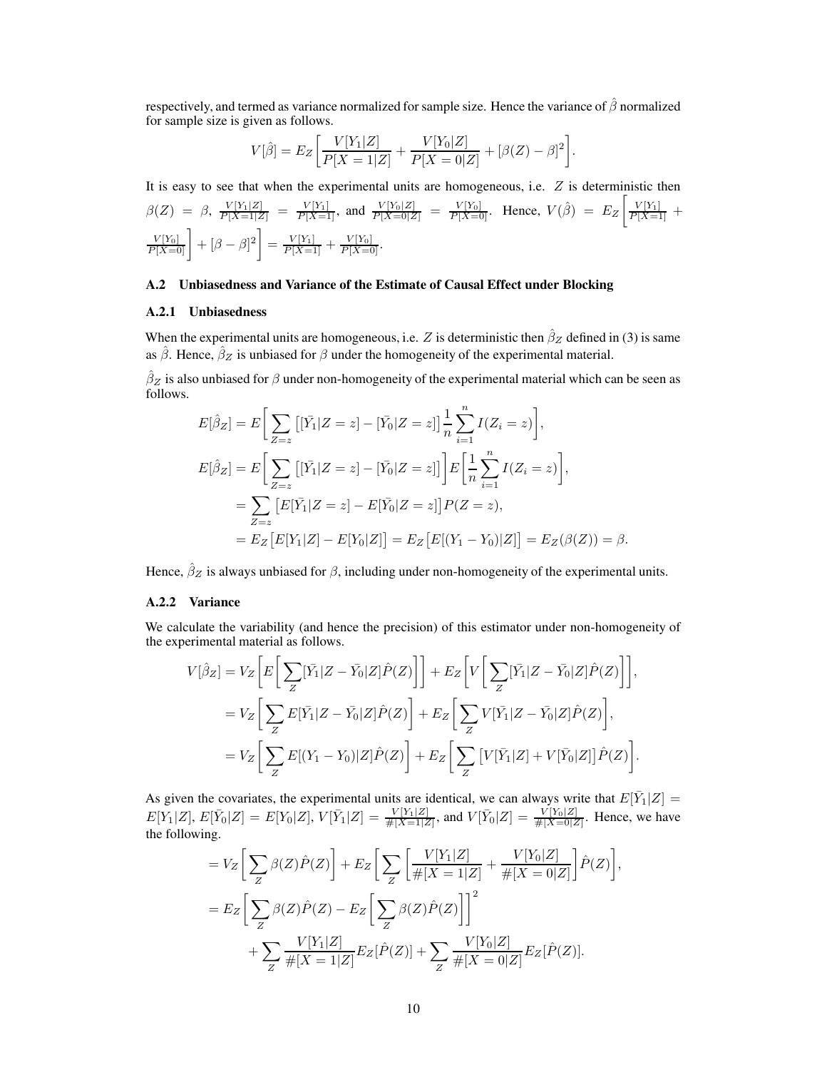respectively, and termed as variance normalized for sample size. Hence the variance of $\hat{\beta}$ normalized for sample size is given as follows.

$$V[\hat{\beta}] = E_Z\bigg[\frac{V[Y_1|Z]}{P[X=1|Z]} + \frac{V[Y_0|Z]}{P[X=0|Z]} + [\beta(Z) - \beta]^2\bigg].$$

It is easy to see that when the experimental units are homogeneous, i.e. $Z$ is deterministic then $\beta(Z) = \beta$, $\frac{V[Y_1|Z]}{P[X=1|Z]} = \frac{V[Y_1]}{P[X=1]}$, and $\frac{V[Y_0|Z]}{P[X=0|Z]} = \frac{V[Y_0]}{P[X=0]}$. Hence, $V(\hat{\beta}) = E_Z\bigg[\frac{V[Y_1]}{P[X=1]} + \frac{V[Y_0]}{P[X=0]}\bigg] + [\beta - \beta]^2\bigg] = \frac{V[Y_1]}{P[X=1]} + \frac{V[Y_0]}{P[X=0]}$.

### A.2 Unbiasedness and Variance of the Estimate of Causal Effect under Blocking

#### A.2.1 Unbiasedness

When the experimental units are homogeneous, i.e. $Z$ is deterministic then $\hat{\beta}_Z$ defined in (3) is same as $\hat{\beta}$. Hence, $\hat{\beta}_Z$ is unbiased for $\beta$ under the homogeneity of the experimental material.

$\hat{\beta}_Z$ is also unbiased for $\beta$ under non-homogeneity of the experimental material which can be seen as follows.

$$\begin{aligned}
E[\hat{\beta}_Z] &= E\bigg[\sum_{Z=z}\big[[\bar{Y}_1|Z=z] - [\bar{Y}_0|Z=z]\big]\frac{1}{n}\sum_{i=1}^{n} I(Z_i = z)\bigg],\\
E[\hat{\beta}_Z] &= E\bigg[\sum_{Z=z}\big[[\bar{Y}_1|Z=z] - [\bar{Y}_0|Z=z]\big]\bigg]E\bigg[\frac{1}{n}\sum_{i=1}^{n} I(Z_i = z)\bigg],\\
&= \sum_{Z=z}\big[E[\bar{Y}_1|Z=z] - E[\bar{Y}_0|Z=z]\big]P(Z=z),\\
&= E_Z\big[E[Y_1|Z] - E[Y_0|Z]\big] = E_Z\big[E[(Y_1 - Y_0)|Z]\big] = E_Z(\beta(Z)) = \beta.
\end{aligned}$$

Hence, $\hat{\beta}_Z$ is always unbiased for $\beta$, including under non-homogeneity of the experimental units.

#### A.2.2 Variance

We calculate the variability (and hence the precision) of this estimator under non-homogeneity of the experimental material as follows.

$$\begin{aligned}
V[\hat{\beta}_Z] &= V_Z\bigg[E\bigg[\sum_{Z}[\bar{Y}_1|Z - \bar{Y}_0|Z]\hat{P}(Z)\bigg]\bigg] + E_Z\bigg[V\bigg[\sum_{Z}[\bar{Y}_1|Z - \bar{Y}_0|Z]\hat{P}(Z)\bigg]\bigg],\\
&= V_Z\bigg[\sum_{Z} E[\bar{Y}_1|Z - \bar{Y}_0|Z]\hat{P}(Z)\bigg] + E_Z\bigg[\sum_{Z} V[\bar{Y}_1|Z - \bar{Y}_0|Z]\hat{P}(Z)\bigg],\\
&= V_Z\bigg[\sum_{Z} E[(Y_1 - Y_0)|Z]\hat{P}(Z)\bigg] + E_Z\bigg[\sum_{Z}\big[V[\bar{Y}_1|Z] + V[\bar{Y}_0|Z]\big]\hat{P}(Z)\bigg].
\end{aligned}$$

As given the covariates, the experimental units are identical, we can always write that $E[\bar{Y}_1|Z] = E[Y_1|Z]$, $E[\bar{Y}_0|Z] = E[Y_0|Z]$, $V[\bar{Y}_1|Z] = \frac{V[Y_1|Z]}{\#[X=1|Z]}$, and $V[\bar{Y}_0|Z] = \frac{V[Y_0|Z]}{\#[X=0|Z]}$. Hence, we have the following.

$$\begin{aligned}
&= V_Z\bigg[\sum_{Z}\beta(Z)\hat{P}(Z)\bigg] + E_Z\bigg[\sum_{Z}\bigg[\frac{V[Y_1|Z]}{\#[X=1|Z]} + \frac{V[Y_0|Z]}{\#[X=0|Z]}\bigg]\hat{P}(Z)\bigg],\\
&= E_Z\bigg[\sum_{Z}\beta(Z)\hat{P}(Z) - E_Z\bigg[\sum_{Z}\beta(Z)\hat{P}(Z)\bigg]\bigg]^2\\
&\qquad + \sum_{Z}\frac{V[Y_1|Z]}{\#[X=1|Z]}E_Z[\hat{P}(Z)] + \sum_{Z}\frac{V[Y_0|Z]}{\#[X=0|Z]}E_Z[\hat{P}(Z)].
\end{aligned}$$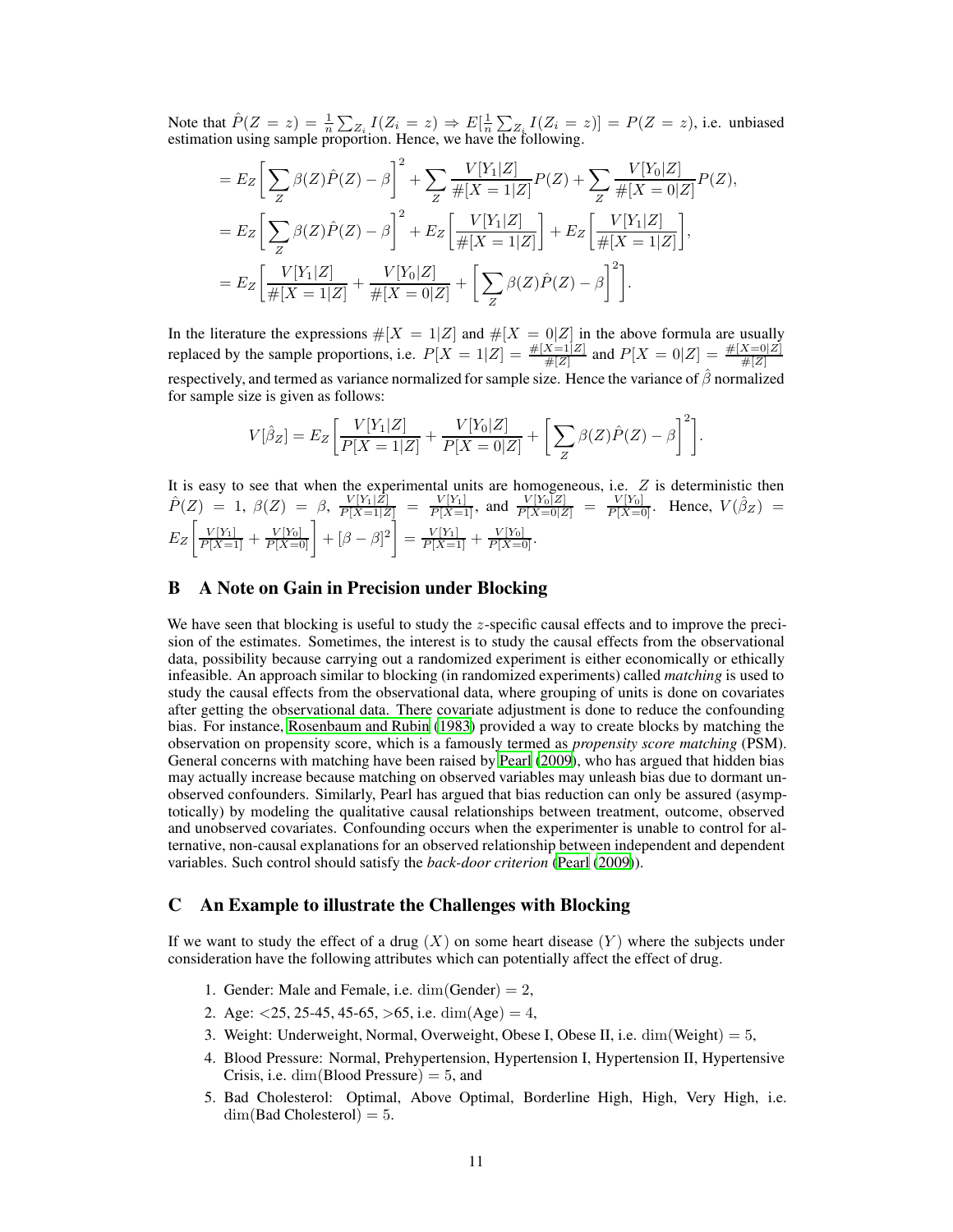Note that $\hat{P}(Z = z) = \frac{1}{n}\sum_{Z_i} I(Z_i = z) \Rightarrow E[\frac{1}{n}\sum_{Z_i} I(Z_i = z)] = P(Z = z)$, i.e. unbiased estimation using sample proportion. Hence, we have the following.

$$
\begin{aligned}
&= E_Z\left[\sum_Z \beta(Z)\hat{P}(Z) - \beta\right]^2 + \sum_Z \frac{V[Y_1|Z]}{\#[X=1|Z]}P(Z) + \sum_Z \frac{V[Y_0|Z]}{\#[X=0|Z]}P(Z), \\
&= E_Z\left[\sum_Z \beta(Z)\hat{P}(Z) - \beta\right]^2 + E_Z\left[\frac{V[Y_1|Z]}{\#[X=1|Z]}\right] + E_Z\left[\frac{V[Y_1|Z]}{\#[X=1|Z]}\right], \\
&= E_Z\left[\frac{V[Y_1|Z]}{\#[X=1|Z]} + \frac{V[Y_0|Z]}{\#[X=0|Z]} + \left[\sum_Z \beta(Z)\hat{P}(Z) - \beta\right]^2\right].
\end{aligned}
$$

In the literature the expressions $\#[X = 1|Z]$ and $\#[X = 0|Z]$ in the above formula are usually replaced by the sample proportions, i.e. $P[X = 1|Z] = \frac{\#[X=1|Z]}{\#[Z]}$ and $P[X = 0|Z] = \frac{\#[X=0|Z]}{\#[Z]}$ respectively, and termed as variance normalized for sample size. Hence the variance of $\hat{\beta}$ normalized for sample size is given as follows:

$$
V[\hat{\beta}_Z] = E_Z\left[\frac{V[Y_1|Z]}{P[X=1|Z]} + \frac{V[Y_0|Z]}{P[X=0|Z]} + \left[\sum_Z \beta(Z)\hat{P}(Z) - \beta\right]^2\right].
$$

It is easy to see that when the experimental units are homogeneous, i.e. $Z$ is deterministic then $\hat{P}(Z) = 1$, $\beta(Z) = \beta$, $\frac{V[Y_1|Z]}{P[X=1|Z]} = \frac{V[Y_1]}{P[X=1]}$, and $\frac{V[Y_0|Z]}{P[X=0|Z]} = \frac{V[Y_0]}{P[X=0]}$. Hence, $V(\hat{\beta}_Z) = E_Z\left[\frac{V[Y_1]}{P[X=1]} + \frac{V[Y_0]}{P[X=0]}\right] + [\beta - \beta]^2\Bigg] = \frac{V[Y_1]}{P[X=1]} + \frac{V[Y_0]}{P[X=0]}$.

## B A Note on Gain in Precision under Blocking

We have seen that blocking is useful to study the $z$-specific causal effects and to improve the precision of the estimates. Sometimes, the interest is to study the causal effects from the observational data, possibility because carrying out a randomized experiment is either economically or ethically infeasible. An approach similar to blocking (in randomized experiments) called *matching* is used to study the causal effects from the observational data, where grouping of units is done on covariates after getting the observational data. There covariate adjustment is done to reduce the confounding bias. For instance, Rosenbaum and Rubin (1983) provided a way to create blocks by matching the observation on propensity score, which is a famously termed as *propensity score matching* (PSM). General concerns with matching have been raised by Pearl (2009), who has argued that hidden bias may actually increase because matching on observed variables may unleash bias due to dormant unobserved confounders. Similarly, Pearl has argued that bias reduction can only be assured (asymptotically) by modeling the qualitative causal relationships between treatment, outcome, observed and unobserved covariates. Confounding occurs when the experimenter is unable to control for alternative, non-causal explanations for an observed relationship between independent and dependent variables. Such control should satisfy the *back-door criterion* (Pearl (2009)).

## C An Example to illustrate the Challenges with Blocking

If we want to study the effect of a drug ($X$) on some heart disease ($Y$) where the subjects under consideration have the following attributes which can potentially affect the effect of drug.

1. Gender: Male and Female, i.e. $\dim(\text{Gender}) = 2$,
2. Age: <25, 25-45, 45-65, >65, i.e. $\dim(\text{Age}) = 4$,
3. Weight: Underweight, Normal, Overweight, Obese I, Obese II, i.e. $\dim(\text{Weight}) = 5$,
4. Blood Pressure: Normal, Prehypertension, Hypertension I, Hypertension II, Hypertensive Crisis, i.e. $\dim(\text{Blood Pressure}) = 5$, and
5. Bad Cholesterol: Optimal, Above Optimal, Borderline High, High, Very High, i.e. $\dim(\text{Bad Cholesterol}) = 5$.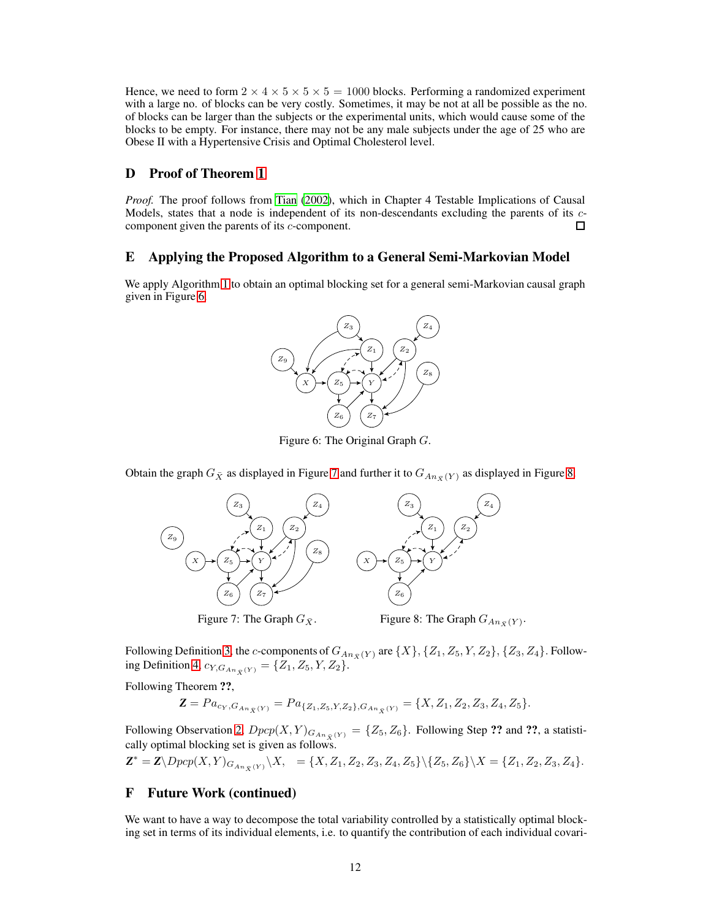Hence, we need to form $2 \times 4 \times 5 \times 5 \times 5 = 1000$ blocks. Performing a randomized experiment with a large no. of blocks can be very costly. Sometimes, it may be not at all be possible as the no. of blocks can be larger than the subjects or the experimental units, which would cause some of the blocks to be empty. For instance, there may not be any male subjects under the age of 25 who are Obese II with a Hypertensive Crisis and Optimal Cholesterol level.

## D Proof of Theorem 1

*Proof.* The proof follows from Tian (2002), which in Chapter 4 Testable Implications of Causal Models, states that a node is independent of its non-descendants excluding the parents of its $c$-component given the parents of its $c$-component. □

## E Applying the Proposed Algorithm to a General Semi-Markovian Model

We apply Algorithm 1 to obtain an optimal blocking set for a general semi-Markovian causal graph given in Figure 6.

Figure 6: The Original Graph $G$.

Obtain the graph $G_{\bar{X}}$ as displayed in Figure 7 and further it to $G_{An_{\bar{X}}(Y)}$ as displayed in Figure 8.

Figure 7: The Graph $G_{\bar{X}}$.

Figure 8: The Graph $G_{An_{\bar{X}}(Y)}$.

Following Definition 3, the $c$-components of $G_{An_{\bar{X}}(Y)}$ are $\{X\}, \{Z_1, Z_5, Y, Z_2\}, \{Z_3, Z_4\}$. Following Definition 4, $c_{Y, G_{An_{\bar{X}}(Y)}} = \{Z_1, Z_5, Y, Z_2\}$.

Following Theorem **??**,

$$\mathbf{Z} = Pa_{c_{Y, G_{An_{\bar{X}}(Y)}}} = Pa_{\{Z_1, Z_5, Y, Z_2\}, G_{An_{\bar{X}}(Y)}} = \{X, Z_1, Z_2, Z_3, Z_4, Z_5\}.$$

Following Observation 2, $Dpcp(X, Y)_{G_{An_{\bar{X}}(Y)}} = \{Z_5, Z_6\}$. Following Step **??** and **??**, a statistically optimal blocking set is given as follows.

$\mathbf{Z}^* = \mathbf{Z} \backslash Dpcp(X, Y)_{G_{An_{\bar{X}}(Y)}} \backslash X, \quad = \{X, Z_1, Z_2, Z_3, Z_4, Z_5\} \backslash \{Z_5, Z_6\} \backslash X = \{Z_1, Z_2, Z_3, Z_4\}.$

## F Future Work (continued)

We want to have a way to decompose the total variability controlled by a statistically optimal blocking set in terms of its individual elements, i.e. to quantify the contribution of each individual covari-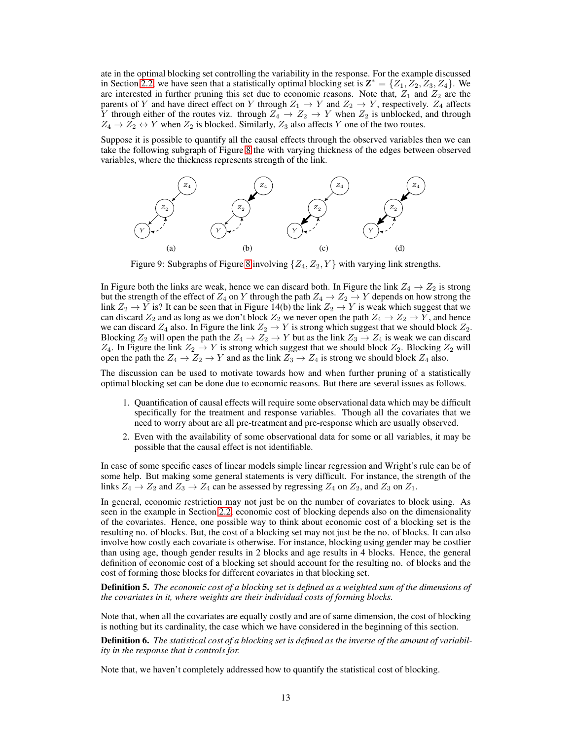ate in the optimal blocking set controlling the variability in the response. For the example discussed in Section 2.2, we have seen that a statistically optimal blocking set is $\boldsymbol{Z}^* = \{Z_1, Z_2, Z_3, Z_4\}$. We are interested in further pruning this set due to economic reasons. Note that, $Z_1$ and $Z_2$ are the parents of $Y$ and have direct effect on $Y$ through $Z_1 \to Y$ and $Z_2 \to Y$, respectively. $Z_4$ affects $Y$ through either of the routes viz. through $Z_4 \to Z_2 \to Y$ when $Z_2$ is unblocked, and through $Z_4 \to Z_2 \leftrightarrow Y$ when $Z_2$ is blocked. Similarly, $Z_3$ also affects $Y$ one of the two routes.

Suppose it is possible to quantify all the causal effects through the observed variables then we can take the following subgraph of Figure 8 the with varying thickness of the edges between observed variables, where the thickness represents strength of the link.

(a) (b) (c) (d)

Figure 9: Subgraphs of Figure 8 involving $\{Z_4, Z_2, Y\}$ with varying link strengths.

In Figure both the links are weak, hence we can discard both. In Figure the link $Z_4 \to Z_2$ is strong but the strength of the effect of $Z_4$ on $Y$ through the path $Z_4 \to Z_2 \to Y$ depends on how strong the link $Z_2 \to Y$ is? It can be seen that in Figure 14(b) the link $Z_2 \to Y$ is weak which suggest that we can discard $Z_2$ and as long as we don't block $Z_2$ we never open the path $Z_4 \to Z_2 \to Y$, and hence we can discard $Z_4$ also. In Figure the link $Z_2 \to Y$ is strong which suggest that we should block $Z_2$. Blocking $Z_2$ will open the path the $Z_4 \to Z_2 \to Y$ but as the link $Z_3 \to Z_4$ is weak we can discard $Z_4$. In Figure the link $Z_2 \to Y$ is strong which suggest that we should block $Z_2$. Blocking $Z_2$ will open the path the $Z_4 \to Z_2 \to Y$ and as the link $Z_3 \to Z_4$ is strong we should block $Z_4$ also.

The discussion can be used to motivate towards how and when further pruning of a statistically optimal blocking set can be done due to economic reasons. But there are several issues as follows.

1. Quantification of causal effects will require some observational data which may be difficult specifically for the treatment and response variables. Though all the covariates that we need to worry about are all pre-treatment and pre-response which are usually observed.
2. Even with the availability of some observational data for some or all variables, it may be possible that the causal effect is not identifiable.

In case of some specific cases of linear models simple linear regression and Wright's rule can be of some help. But making some general statements is very difficult. For instance, the strength of the links $Z_4 \to Z_2$ and $Z_3 \to Z_4$ can be assessed by regressing $Z_4$ on $Z_2$, and $Z_3$ on $Z_1$.

In general, economic restriction may not just be on the number of covariates to block using. As seen in the example in Section 2.2, economic cost of blocking depends also on the dimensionality of the covariates. Hence, one possible way to think about economic cost of a blocking set is the resulting no. of blocks. But, the cost of a blocking set may not just be the no. of blocks. It can also involve how costly each covariate is otherwise. For instance, blocking using gender may be costlier than using age, though gender results in 2 blocks and age results in 4 blocks. Hence, the general definition of economic cost of a blocking set should account for the resulting no. of blocks and the cost of forming those blocks for different covariates in that blocking set.

**Definition 5.** *The economic cost of a blocking set is defined as a weighted sum of the dimensions of the covariates in it, where weights are their individual costs of forming blocks.*

Note that, when all the covariates are equally costly and are of same dimension, the cost of blocking is nothing but its cardinality, the case which we have considered in the beginning of this section.

**Definition 6.** *The statistical cost of a blocking set is defined as the inverse of the amount of variability in the response that it controls for.*

Note that, we haven't completely addressed how to quantify the statistical cost of blocking.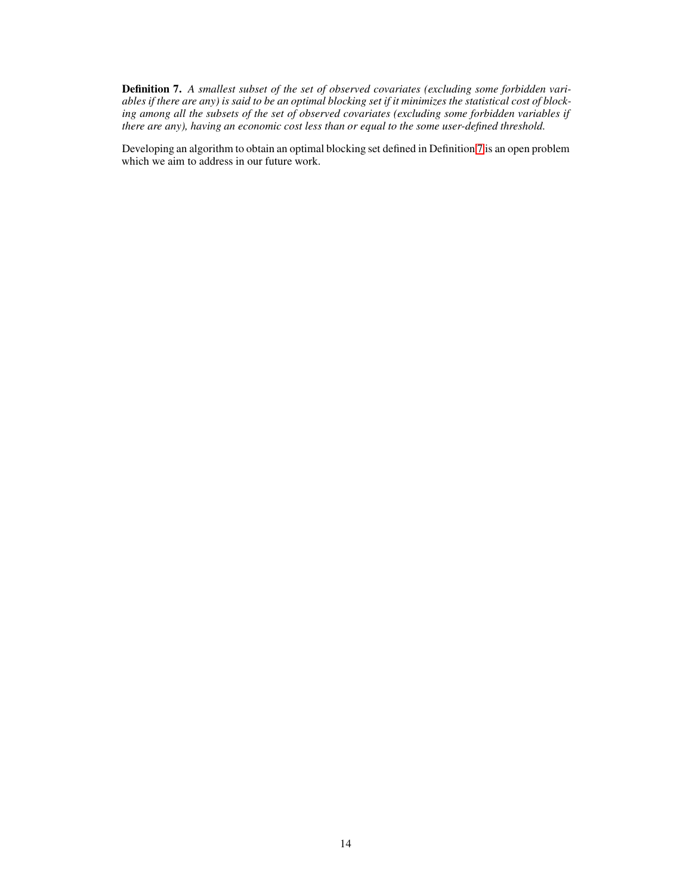**Definition 7.** *A smallest subset of the set of observed covariates (excluding some forbidden variables if there are any) is said to be an optimal blocking set if it minimizes the statistical cost of blocking among all the subsets of the set of observed covariates (excluding some forbidden variables if there are any), having an economic cost less than or equal to the some user-defined threshold.*

Developing an algorithm to obtain an optimal blocking set defined in Definition 7 is an open problem which we aim to address in our future work.